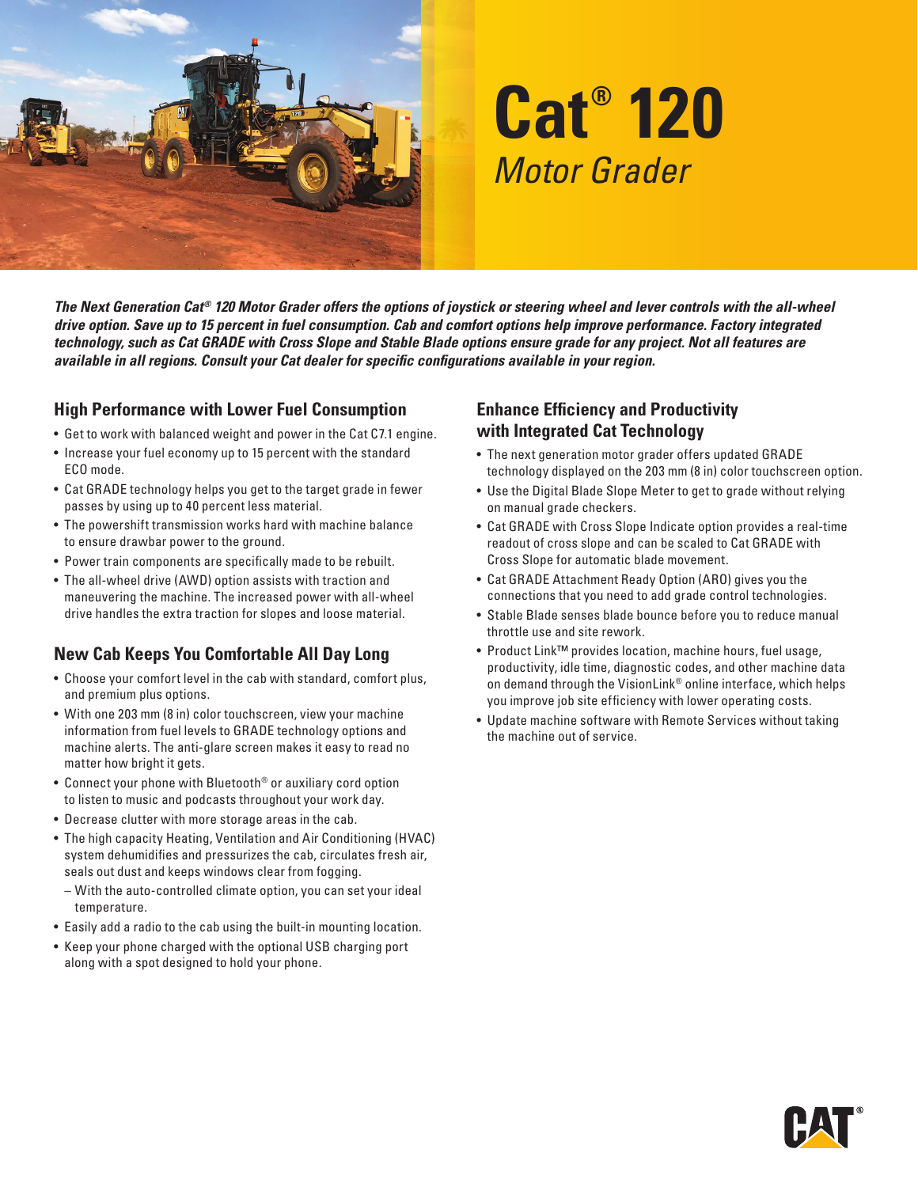# Cat® 120

## *Motor Grader*

***The Next Generation Cat® 120 Motor Grader offers the options of joystick or steering wheel and lever controls with the all-wheel drive option. Save up to 15 percent in fuel consumption. Cab and comfort options help improve performance. Factory integrated technology, such as Cat GRADE with Cross Slope and Stable Blade options ensure grade for any project. Not all features are available in all regions. Consult your Cat dealer for specific configurations available in your region.***

### High Performance with Lower Fuel Consumption

- Get to work with balanced weight and power in the Cat C7.1 engine.
- Increase your fuel economy up to 15 percent with the standard ECO mode.
- Cat GRADE technology helps you get to the target grade in fewer passes by using up to 40 percent less material.
- The powershift transmission works hard with machine balance to ensure drawbar power to the ground.
- Power train components are specifically made to be rebuilt.
- The all-wheel drive (AWD) option assists with traction and maneuvering the machine. The increased power with all-wheel drive handles the extra traction for slopes and loose material.

### New Cab Keeps You Comfortable All Day Long

- Choose your comfort level in the cab with standard, comfort plus, and premium plus options.
- With one 203 mm (8 in) color touchscreen, view your machine information from fuel levels to GRADE technology options and machine alerts. The anti-glare screen makes it easy to read no matter how bright it gets.
- Connect your phone with Bluetooth® or auxiliary cord option to listen to music and podcasts throughout your work day.
- Decrease clutter with more storage areas in the cab.
- The high capacity Heating, Ventilation and Air Conditioning (HVAC) system dehumidifies and pressurizes the cab, circulates fresh air, seals out dust and keeps windows clear from fogging.
  - With the auto-controlled climate option, you can set your ideal temperature.
- Easily add a radio to the cab using the built-in mounting location.
- Keep your phone charged with the optional USB charging port along with a spot designed to hold your phone.

### Enhance Efficiency and Productivity with Integrated Cat Technology

- The next generation motor grader offers updated GRADE technology displayed on the 203 mm (8 in) color touchscreen option.
- Use the Digital Blade Slope Meter to get to grade without relying on manual grade checkers.
- Cat GRADE with Cross Slope Indicate option provides a real-time readout of cross slope and can be scaled to Cat GRADE with Cross Slope for automatic blade movement.
- Cat GRADE Attachment Ready Option (ARO) gives you the connections that you need to add grade control technologies.
- Stable Blade senses blade bounce before you to reduce manual throttle use and site rework.
- Product Link™ provides location, machine hours, fuel usage, productivity, idle time, diagnostic codes, and other machine data on demand through the VisionLink® online interface, which helps you improve job site efficiency with lower operating costs.
- Update machine software with Remote Services without taking the machine out of service.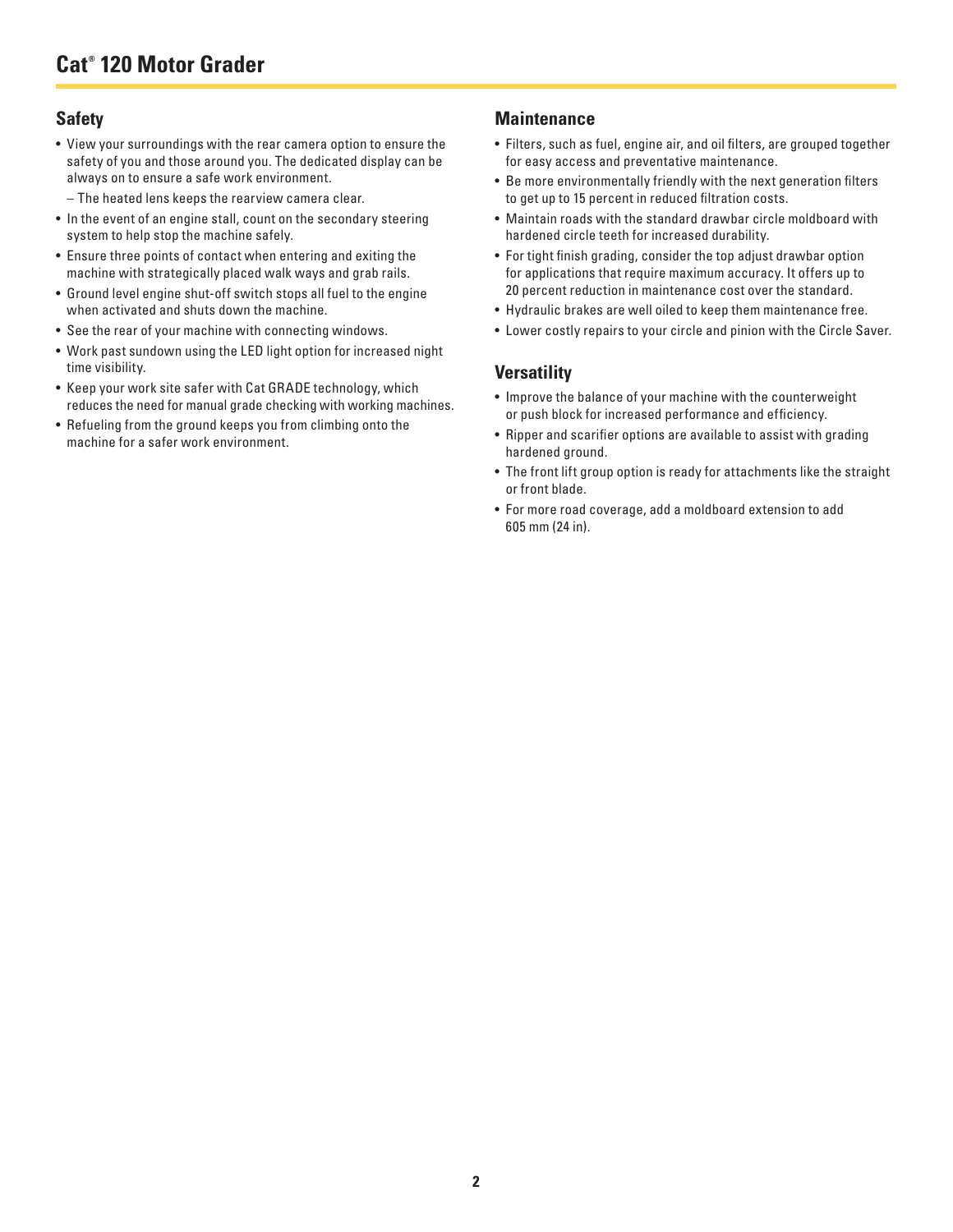# Cat® 120 Motor Grader

## Safety

- View your surroundings with the rear camera option to ensure the safety of you and those around you. The dedicated display can be always on to ensure a safe work environment.
  - The heated lens keeps the rearview camera clear.
- In the event of an engine stall, count on the secondary steering system to help stop the machine safely.
- Ensure three points of contact when entering and exiting the machine with strategically placed walk ways and grab rails.
- Ground level engine shut-off switch stops all fuel to the engine when activated and shuts down the machine.
- See the rear of your machine with connecting windows.
- Work past sundown using the LED light option for increased night time visibility.
- Keep your work site safer with Cat GRADE technology, which reduces the need for manual grade checking with working machines.
- Refueling from the ground keeps you from climbing onto the machine for a safer work environment.

## Maintenance

- Filters, such as fuel, engine air, and oil filters, are grouped together for easy access and preventative maintenance.
- Be more environmentally friendly with the next generation filters to get up to 15 percent in reduced filtration costs.
- Maintain roads with the standard drawbar circle moldboard with hardened circle teeth for increased durability.
- For tight finish grading, consider the top adjust drawbar option for applications that require maximum accuracy. It offers up to 20 percent reduction in maintenance cost over the standard.
- Hydraulic brakes are well oiled to keep them maintenance free.
- Lower costly repairs to your circle and pinion with the Circle Saver.

## Versatility

- Improve the balance of your machine with the counterweight or push block for increased performance and efficiency.
- Ripper and scarifier options are available to assist with grading hardened ground.
- The front lift group option is ready for attachments like the straight or front blade.
- For more road coverage, add a moldboard extension to add 605 mm (24 in).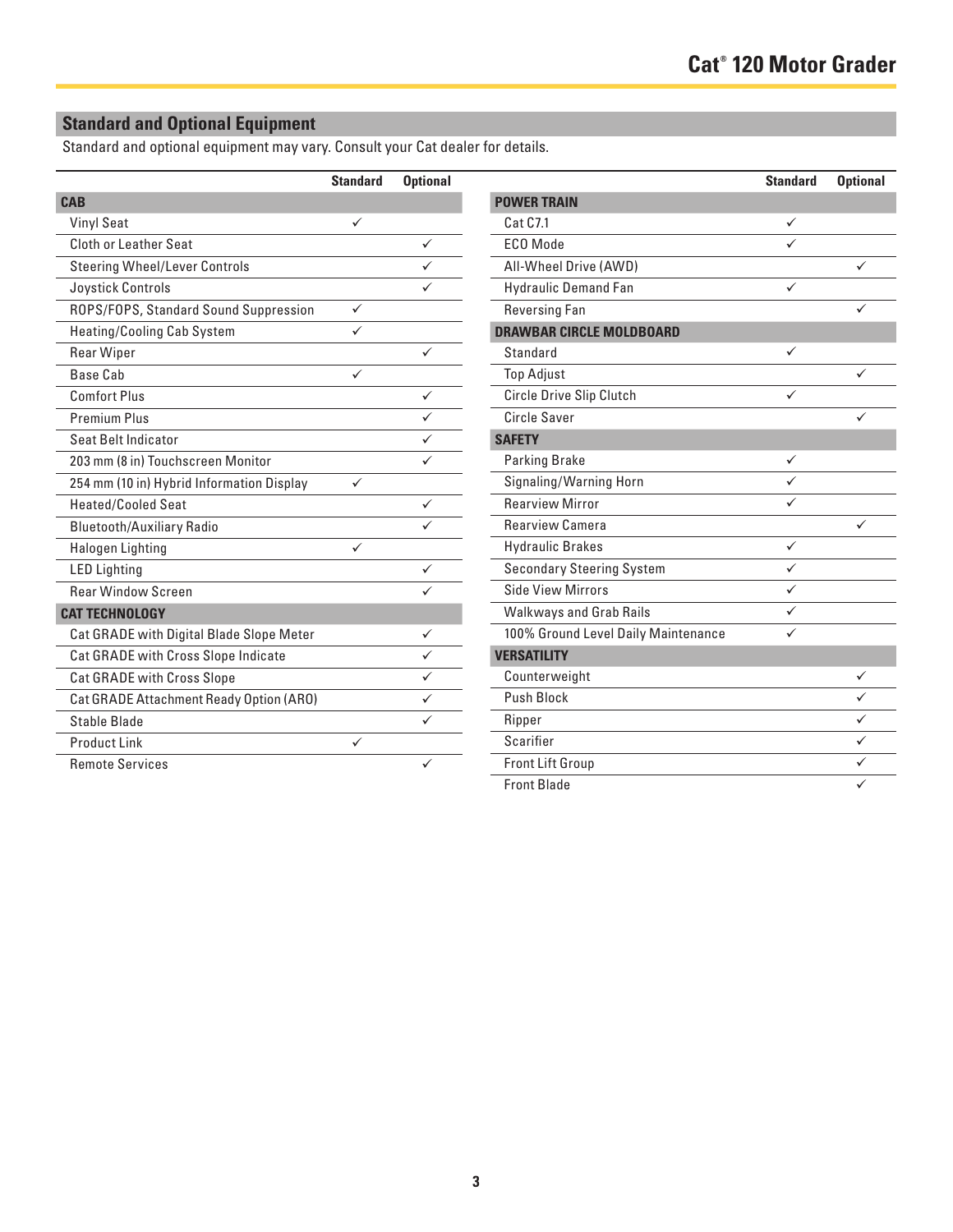## Standard and Optional Equipment

Standard and optional equipment may vary. Consult your Cat dealer for details.

| | Standard | Optional |
|---|---|---|
| **CAB** | | |
| Vinyl Seat | ✓ | |
| Cloth or Leather Seat | | ✓ |
| Steering Wheel/Lever Controls | | ✓ |
| Joystick Controls | | ✓ |
| ROPS/FOPS, Standard Sound Suppression | ✓ | |
| Heating/Cooling Cab System | ✓ | |
| Rear Wiper | | ✓ |
| Base Cab | ✓ | |
| Comfort Plus | | ✓ |
| Premium Plus | | ✓ |
| Seat Belt Indicator | | ✓ |
| 203 mm (8 in) Touchscreen Monitor | | ✓ |
| 254 mm (10 in) Hybrid Information Display | ✓ | |
| Heated/Cooled Seat | | ✓ |
| Bluetooth/Auxiliary Radio | | ✓ |
| Halogen Lighting | ✓ | |
| LED Lighting | | ✓ |
| Rear Window Screen | | ✓ |
| **CAT TECHNOLOGY** | | |
| Cat GRADE with Digital Blade Slope Meter | | ✓ |
| Cat GRADE with Cross Slope Indicate | | ✓ |
| Cat GRADE with Cross Slope | | ✓ |
| Cat GRADE Attachment Ready Option (ARO) | | ✓ |
| Stable Blade | | ✓ |
| Product Link | ✓ | |
| Remote Services | | ✓ |

| | Standard | Optional |
|---|---|---|
| **POWER TRAIN** | | |
| Cat C7.1 | ✓ | |
| ECO Mode | ✓ | |
| All-Wheel Drive (AWD) | | ✓ |
| Hydraulic Demand Fan | ✓ | |
| Reversing Fan | | ✓ |
| **DRAWBAR CIRCLE MOLDBOARD** | | |
| Standard | ✓ | |
| Top Adjust | | ✓ |
| Circle Drive Slip Clutch | ✓ | |
| Circle Saver | | ✓ |
| **SAFETY** | | |
| Parking Brake | ✓ | |
| Signaling/Warning Horn | ✓ | |
| Rearview Mirror | ✓ | |
| Rearview Camera | | ✓ |
| Hydraulic Brakes | ✓ | |
| Secondary Steering System | ✓ | |
| Side View Mirrors | ✓ | |
| Walkways and Grab Rails | ✓ | |
| 100% Ground Level Daily Maintenance | ✓ | |
| **VERSATILITY** | | |
| Counterweight | | ✓ |
| Push Block | | ✓ |
| Ripper | | ✓ |
| Scarifier | | ✓ |
| Front Lift Group | | ✓ |
| Front Blade | | ✓ |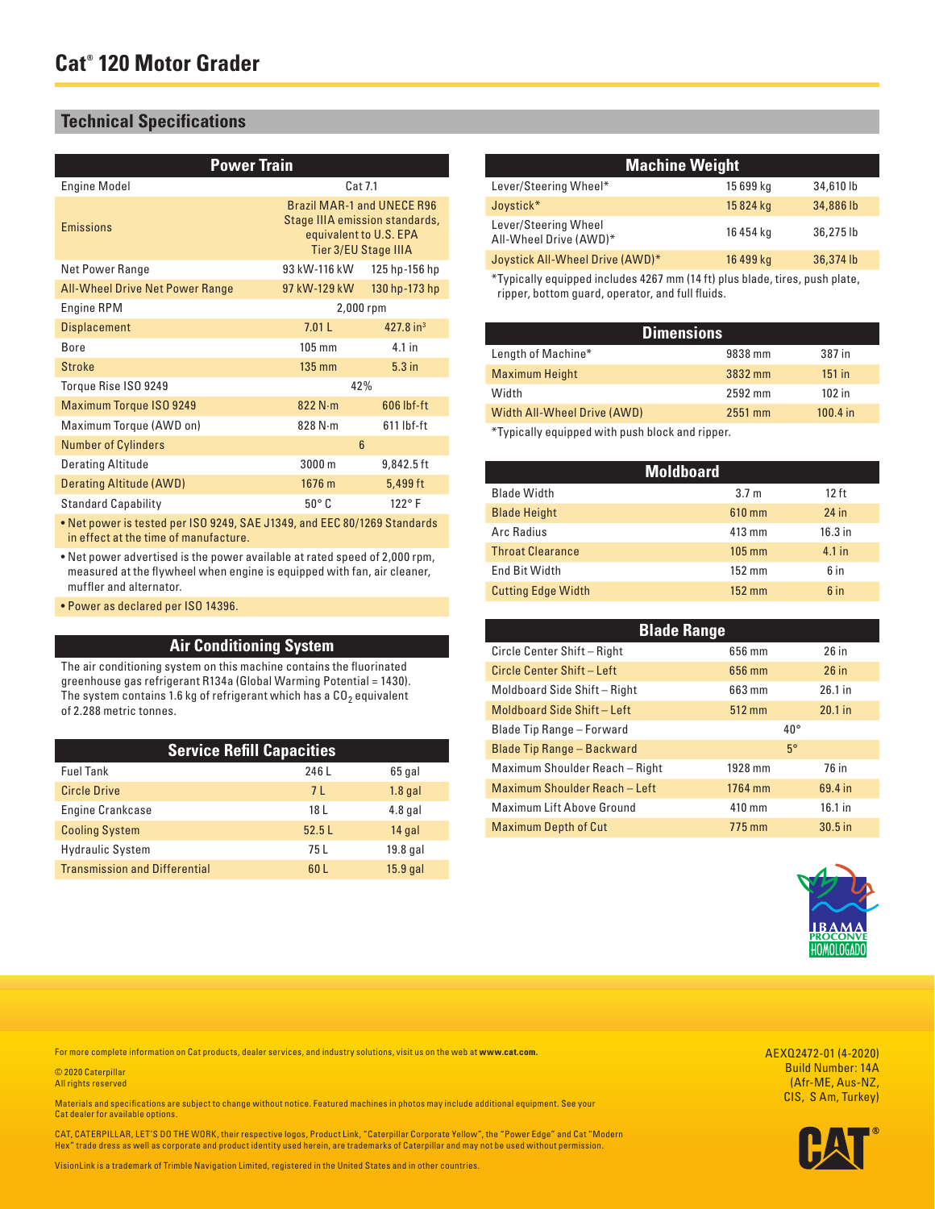# Cat® 120 Motor Grader

## Technical Specifications

| Power Train | | |
|---|---|---|
| Engine Model | Cat 7.1 | |
| Emissions | Brazil MAR-1 and UNECE R96 Stage IIIA emission standards, equivalent to U.S. EPA Tier 3/EU Stage IIIA | |
| Net Power Range | 93 kW-116 kW | 125 hp-156 hp |
| All-Wheel Drive Net Power Range | 97 kW-129 kW | 130 hp-173 hp |
| Engine RPM | 2,000 rpm | |
| Displacement | 7.01 L | 427.8 in³ |
| Bore | 105 mm | 4.1 in |
| Stroke | 135 mm | 5.3 in |
| Torque Rise ISO 9249 | 42% | |
| Maximum Torque ISO 9249 | 822 N·m | 606 lbf-ft |
| Maximum Torque (AWD on) | 828 N·m | 611 lbf-ft |
| Number of Cylinders | 6 | |
| Derating Altitude | 3000 m | 9,842.5 ft |
| Derating Altitude (AWD) | 1676 m | 5,499 ft |
| Standard Capability | 50° C | 122° F |

- Net power is tested per ISO 9249, SAE J1349, and EEC 80/1269 Standards in effect at the time of manufacture.
- Net power advertised is the power available at rated speed of 2,000 rpm, measured at the flywheel when engine is equipped with fan, air cleaner, muffler and alternator.
- Power as declared per ISO 14396.

### Air Conditioning System

The air conditioning system on this machine contains the fluorinated greenhouse gas refrigerant R134a (Global Warming Potential = 1430). The system contains 1.6 kg of refrigerant which has a $CO_2$ equivalent of 2.288 metric tonnes.

| Service Refill Capacities | | |
|---|---|---|
| Fuel Tank | 246 L | 65 gal |
| Circle Drive | 7 L | 1.8 gal |
| Engine Crankcase | 18 L | 4.8 gal |
| Cooling System | 52.5 L | 14 gal |
| Hydraulic System | 75 L | 19.8 gal |
| Transmission and Differential | 60 L | 15.9 gal |

| Machine Weight | | |
|---|---|---|
| Lever/Steering Wheel* | 15 699 kg | 34,610 lb |
| Joystick* | 15 824 kg | 34,886 lb |
| Lever/Steering Wheel All-Wheel Drive (AWD)* | 16 454 kg | 36,275 lb |
| Joystick All-Wheel Drive (AWD)* | 16 499 kg | 36,374 lb |

*Typically equipped includes 4267 mm (14 ft) plus blade, tires, push plate, ripper, bottom guard, operator, and full fluids.

| Dimensions | | |
|---|---|---|
| Length of Machine* | 9838 mm | 387 in |
| Maximum Height | 3832 mm | 151 in |
| Width | 2592 mm | 102 in |
| Width All-Wheel Drive (AWD) | 2551 mm | 100.4 in |

*Typically equipped with push block and ripper.

| Moldboard | | |
|---|---|---|
| Blade Width | 3.7 m | 12 ft |
| Blade Height | 610 mm | 24 in |
| Arc Radius | 413 mm | 16.3 in |
| Throat Clearance | 105 mm | 4.1 in |
| End Bit Width | 152 mm | 6 in |
| Cutting Edge Width | 152 mm | 6 in |

| Blade Range | | |
|---|---|---|
| Circle Center Shift – Right | 656 mm | 26 in |
| Circle Center Shift – Left | 656 mm | 26 in |
| Moldboard Side Shift – Right | 663 mm | 26.1 in |
| Moldboard Side Shift – Left | 512 mm | 20.1 in |
| Blade Tip Range – Forward | 40° | |
| Blade Tip Range – Backward | 5° | |
| Maximum Shoulder Reach – Right | 1928 mm | 76 in |
| Maximum Shoulder Reach – Left | 1764 mm | 69.4 in |
| Maximum Lift Above Ground | 410 mm | 16.1 in |
| Maximum Depth of Cut | 775 mm | 30.5 in |

IBAMA PROCONVE HOMOLOGADO

For more complete information on Cat products, dealer services, and industry solutions, visit us on the web at **www.cat.com.**

© 2020 Caterpillar
All rights reserved

Materials and specifications are subject to change without notice. Featured machines in photos may include additional equipment. See your Cat dealer for available options.

CAT, CATERPILLAR, LET'S DO THE WORK, their respective logos, Product Link, "Caterpillar Corporate Yellow", the "Power Edge" and Cat "Modern Hex" trade dress as well as corporate and product identity used herein, are trademarks of Caterpillar and may not be used without permission.

VisionLink is a trademark of Trimble Navigation Limited, registered in the United States and in other countries.

AEXQ2472-01 (4-2020)
Build Number: 14A
(Afr-ME, Aus-NZ, CIS, S Am, Turkey)